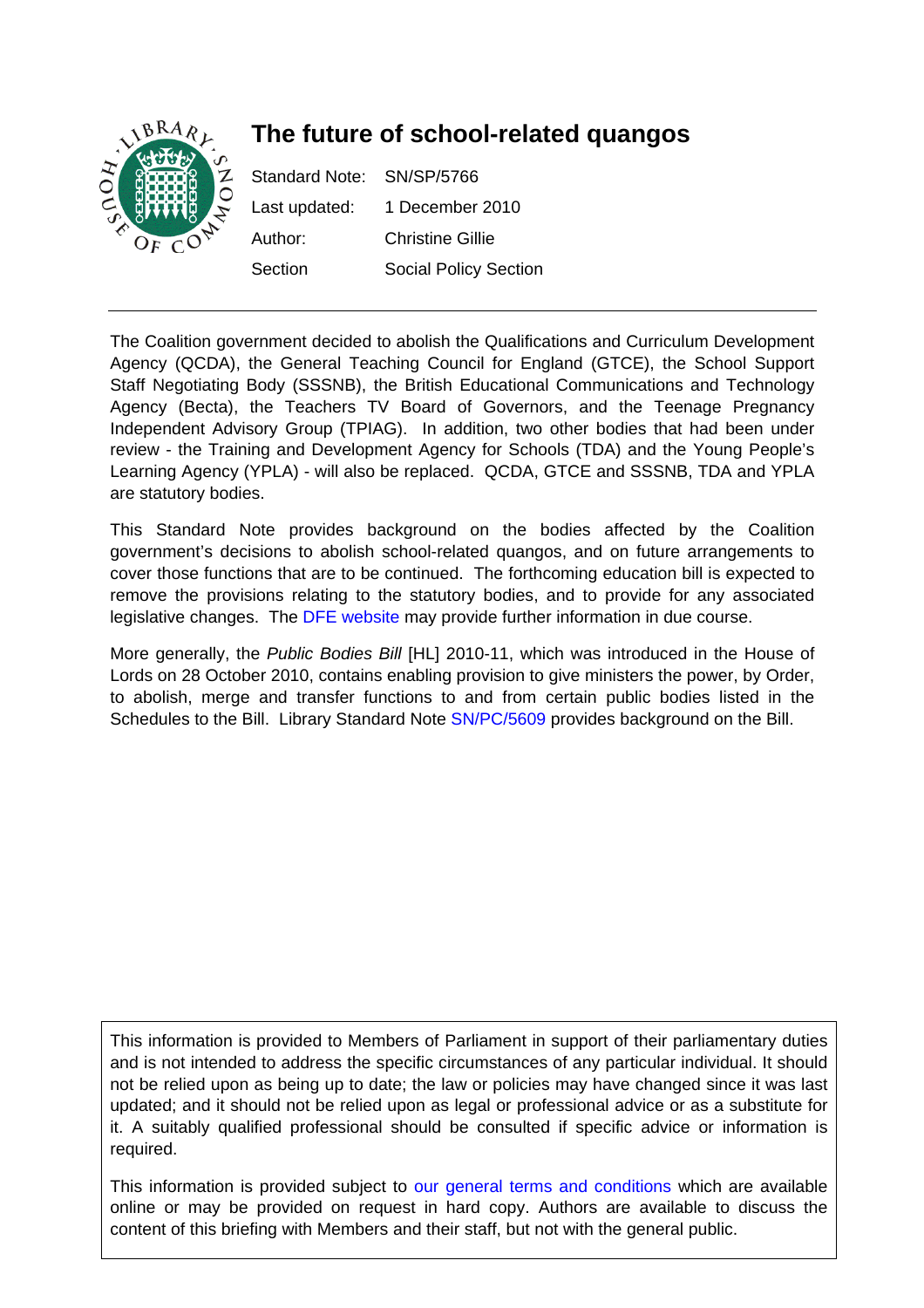# The future of school-related quangos

| | |
|---|---|
| Standard Note: | SN/SP/5766 |
| Last updated: | 1 December 2010 |
| Author: | Christine Gillie |
| Section | Social Policy Section |

---

The Coalition government decided to abolish the Qualifications and Curriculum Development Agency (QCDA), the General Teaching Council for England (GTCE), the School Support Staff Negotiating Body (SSSNB), the British Educational Communications and Technology Agency (Becta), the Teachers TV Board of Governors, and the Teenage Pregnancy Independent Advisory Group (TPIAG). In addition, two other bodies that had been under review - the Training and Development Agency for Schools (TDA) and the Young People's Learning Agency (YPLA) - will also be replaced. QCDA, GTCE and SSSNB, TDA and YPLA are statutory bodies.

This Standard Note provides background on the bodies affected by the Coalition government's decisions to abolish school-related quangos, and on future arrangements to cover those functions that are to be continued. The forthcoming education bill is expected to remove the provisions relating to the statutory bodies, and to provide for any associated legislative changes. The DFE website may provide further information in due course.

More generally, the *Public Bodies Bill* [HL] 2010-11, which was introduced in the House of Lords on 28 October 2010, contains enabling provision to give ministers the power, by Order, to abolish, merge and transfer functions to and from certain public bodies listed in the Schedules to the Bill. Library Standard Note SN/PC/5609 provides background on the Bill.

This information is provided to Members of Parliament in support of their parliamentary duties and is not intended to address the specific circumstances of any particular individual. It should not be relied upon as being up to date; the law or policies may have changed since it was last updated; and it should not be relied upon as legal or professional advice or as a substitute for it. A suitably qualified professional should be consulted if specific advice or information is required.

This information is provided subject to our general terms and conditions which are available online or may be provided on request in hard copy. Authors are available to discuss the content of this briefing with Members and their staff, but not with the general public.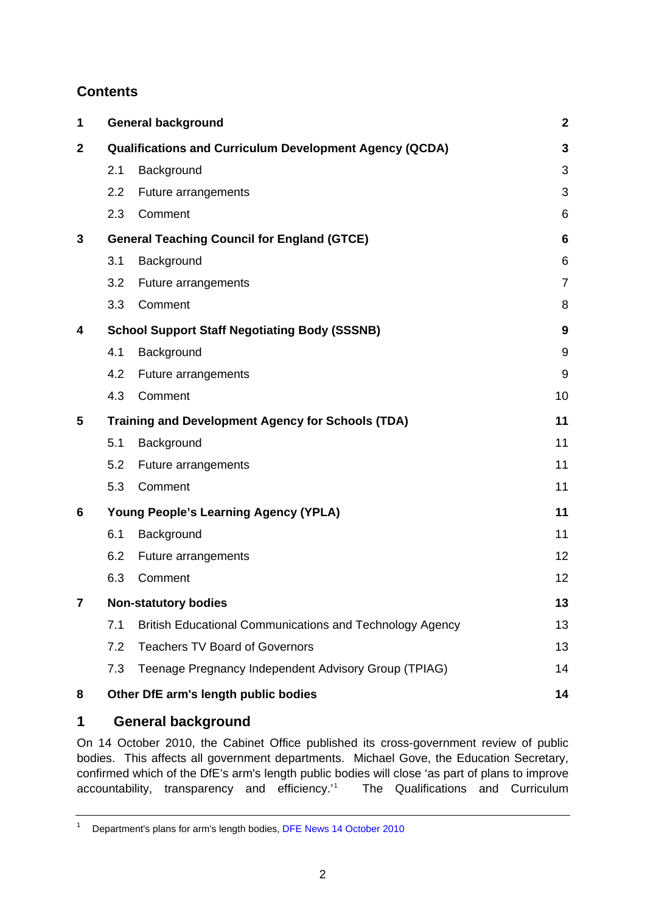## Contents

| | | |
|---|---|---|
| **1** | **General background** | **2** |
| **2** | **Qualifications and Curriculum Development Agency (QCDA)** | **3** |
| | 2.1 Background | 3 |
| | 2.2 Future arrangements | 3 |
| | 2.3 Comment | 6 |
| **3** | **General Teaching Council for England (GTCE)** | **6** |
| | 3.1 Background | 6 |
| | 3.2 Future arrangements | 7 |
| | 3.3 Comment | 8 |
| **4** | **School Support Staff Negotiating Body (SSSNB)** | **9** |
| | 4.1 Background | 9 |
| | 4.2 Future arrangements | 9 |
| | 4.3 Comment | 10 |
| **5** | **Training and Development Agency for Schools (TDA)** | **11** |
| | 5.1 Background | 11 |
| | 5.2 Future arrangements | 11 |
| | 5.3 Comment | 11 |
| **6** | **Young People's Learning Agency (YPLA)** | **11** |
| | 6.1 Background | 11 |
| | 6.2 Future arrangements | 12 |
| | 6.3 Comment | 12 |
| **7** | **Non-statutory bodies** | **13** |
| | 7.1 British Educational Communications and Technology Agency | 13 |
| | 7.2 Teachers TV Board of Governors | 13 |
| | 7.3 Teenage Pregnancy Independent Advisory Group (TPIAG) | 14 |
| **8** | **Other DfE arm's length public bodies** | **14** |

# 1 General background

On 14 October 2010, the Cabinet Office published its cross-government review of public bodies. This affects all government departments. Michael Gove, the Education Secretary, confirmed which of the DfE's arm's length public bodies will close 'as part of plans to improve accountability, transparency and efficiency.'[1] The Qualifications and Curriculum

[1] Department's plans for arm's length bodies, DFE News 14 October 2010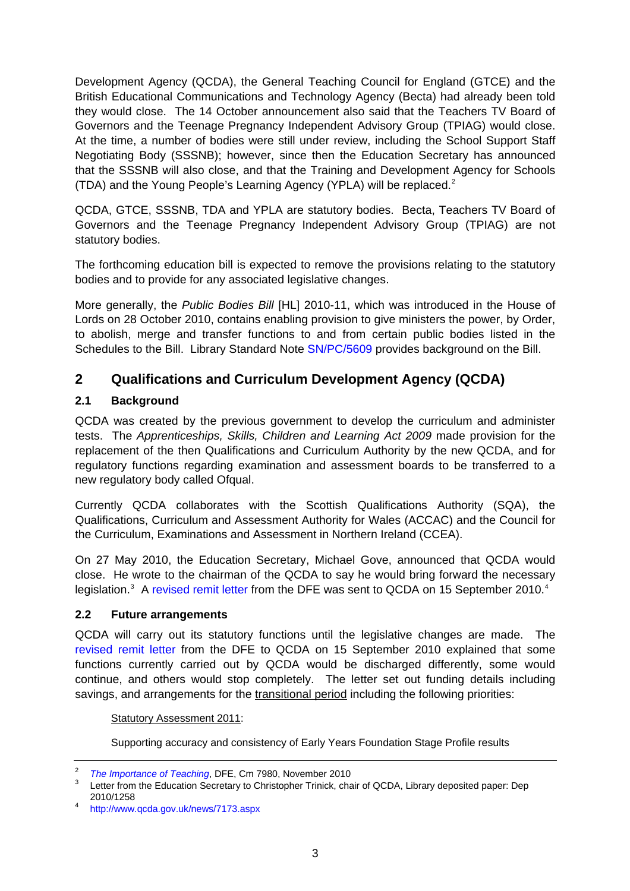Development Agency (QCDA), the General Teaching Council for England (GTCE) and the British Educational Communications and Technology Agency (Becta) had already been told they would close. The 14 October announcement also said that the Teachers TV Board of Governors and the Teenage Pregnancy Independent Advisory Group (TPIAG) would close. At the time, a number of bodies were still under review, including the School Support Staff Negotiating Body (SSSNB); however, since then the Education Secretary has announced that the SSSNB will also close, and that the Training and Development Agency for Schools (TDA) and the Young People's Learning Agency (YPLA) will be replaced.[2]

QCDA, GTCE, SSSNB, TDA and YPLA are statutory bodies. Becta, Teachers TV Board of Governors and the Teenage Pregnancy Independent Advisory Group (TPIAG) are not statutory bodies.

The forthcoming education bill is expected to remove the provisions relating to the statutory bodies and to provide for any associated legislative changes.

More generally, the *Public Bodies Bill* [HL] 2010-11, which was introduced in the House of Lords on 28 October 2010, contains enabling provision to give ministers the power, by Order, to abolish, merge and transfer functions to and from certain public bodies listed in the Schedules to the Bill. Library Standard Note SN/PC/5609 provides background on the Bill.

## 2 Qualifications and Curriculum Development Agency (QCDA)

### 2.1 Background

QCDA was created by the previous government to develop the curriculum and administer tests. The *Apprenticeships, Skills, Children and Learning Act 2009* made provision for the replacement of the then Qualifications and Curriculum Authority by the new QCDA, and for regulatory functions regarding examination and assessment boards to be transferred to a new regulatory body called Ofqual.

Currently QCDA collaborates with the Scottish Qualifications Authority (SQA), the Qualifications, Curriculum and Assessment Authority for Wales (ACCAC) and the Council for the Curriculum, Examinations and Assessment in Northern Ireland (CCEA).

On 27 May 2010, the Education Secretary, Michael Gove, announced that QCDA would close. He wrote to the chairman of the QCDA to say he would bring forward the necessary legislation.[3] A revised remit letter from the DFE was sent to QCDA on 15 September 2010.[4]

### 2.2 Future arrangements

QCDA will carry out its statutory functions until the legislative changes are made. The revised remit letter from the DFE to QCDA on 15 September 2010 explained that some functions currently carried out by QCDA would be discharged differently, some would continue, and others would stop completely. The letter set out funding details including savings, and arrangements for the transitional period including the following priorities:

> Statutory Assessment 2011:
>
> Supporting accuracy and consistency of Early Years Foundation Stage Profile results

---

[2] *The Importance of Teaching*, DFE, Cm 7980, November 2010

[3] Letter from the Education Secretary to Christopher Trinick, chair of QCDA, Library deposited paper: Dep 2010/1258

[4] http://www.qcda.gov.uk/news/7173.aspx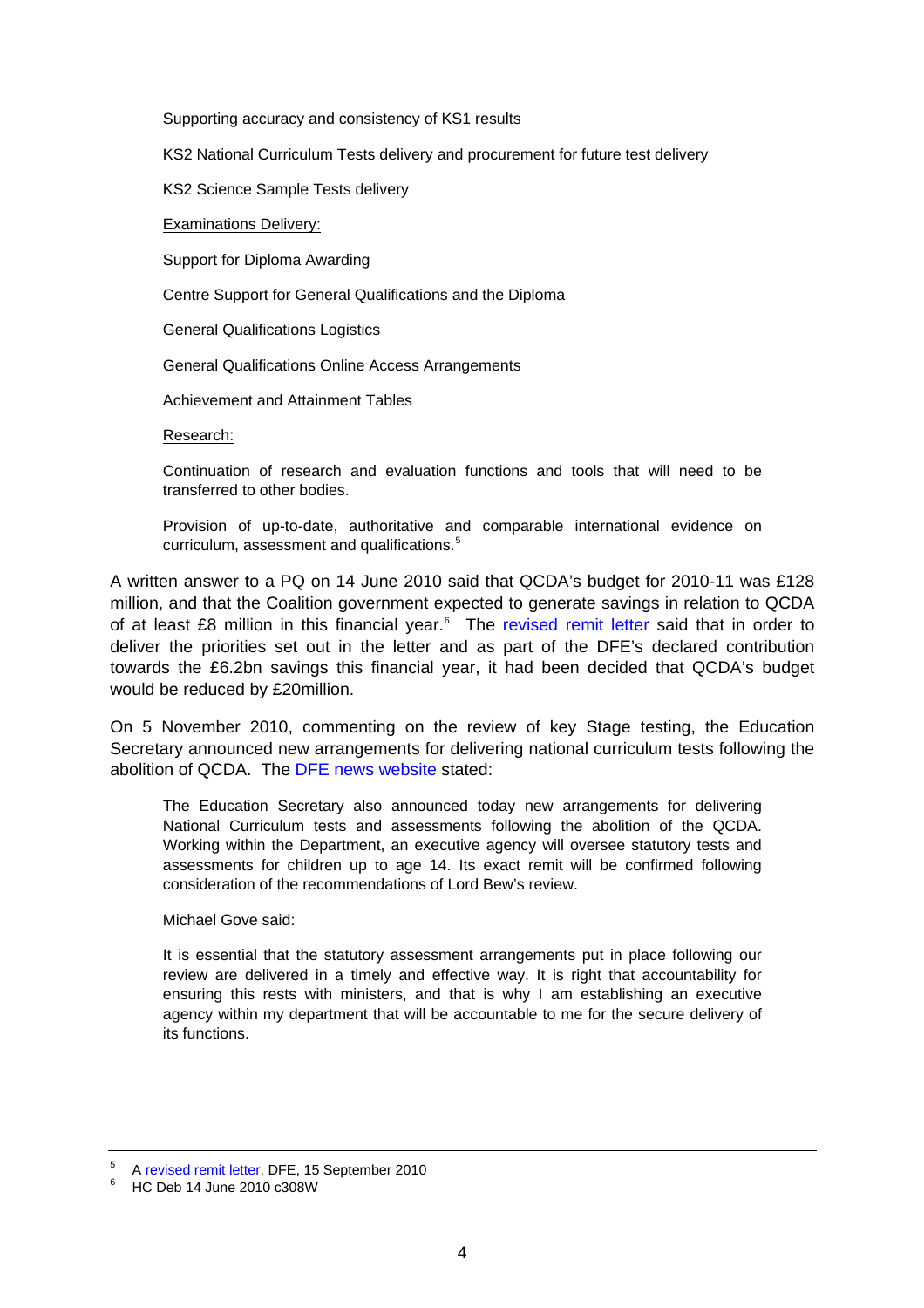Supporting accuracy and consistency of KS1 results

KS2 National Curriculum Tests delivery and procurement for future test delivery

KS2 Science Sample Tests delivery

<u>Examinations Delivery:</u>

Support for Diploma Awarding

Centre Support for General Qualifications and the Diploma

General Qualifications Logistics

General Qualifications Online Access Arrangements

Achievement and Attainment Tables

<u>Research:</u>

Continuation of research and evaluation functions and tools that will need to be transferred to other bodies.

Provision of up-to-date, authoritative and comparable international evidence on curriculum, assessment and qualifications.[5]

A written answer to a PQ on 14 June 2010 said that QCDA's budget for 2010-11 was £128 million, and that the Coalition government expected to generate savings in relation to QCDA of at least £8 million in this financial year.[6] The revised remit letter said that in order to deliver the priorities set out in the letter and as part of the DFE's declared contribution towards the £6.2bn savings this financial year, it had been decided that QCDA's budget would be reduced by £20million.

On 5 November 2010, commenting on the review of key Stage testing, the Education Secretary announced new arrangements for delivering national curriculum tests following the abolition of QCDA. The DFE news website stated:

> The Education Secretary also announced today new arrangements for delivering National Curriculum tests and assessments following the abolition of the QCDA. Working within the Department, an executive agency will oversee statutory tests and assessments for children up to age 14. Its exact remit will be confirmed following consideration of the recommendations of Lord Bew's review.
>
> Michael Gove said:
>
> It is essential that the statutory assessment arrangements put in place following our review are delivered in a timely and effective way. It is right that accountability for ensuring this rests with ministers, and that is why I am establishing an executive agency within my department that will be accountable to me for the secure delivery of its functions.

---

[5] A revised remit letter, DFE, 15 September 2010

[6] HC Deb 14 June 2010 c308W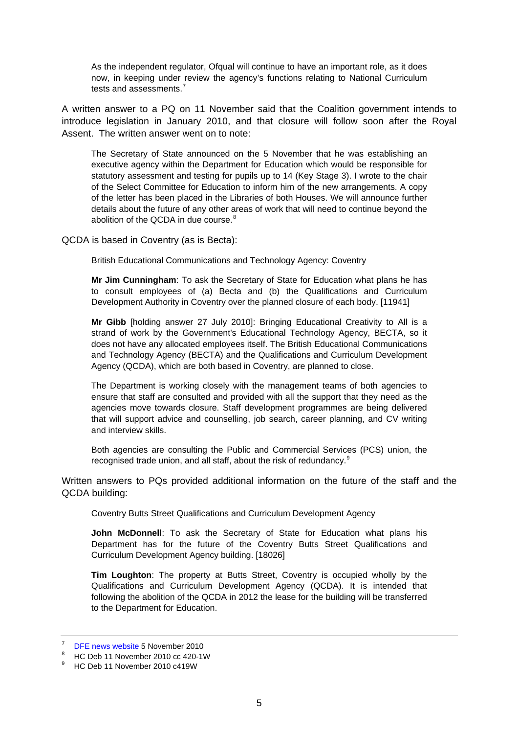> As the independent regulator, Ofqual will continue to have an important role, as it does now, in keeping under review the agency's functions relating to National Curriculum tests and assessments.[7]

A written answer to a PQ on 11 November said that the Coalition government intends to introduce legislation in January 2010, and that closure will follow soon after the Royal Assent. The written answer went on to note:

> The Secretary of State announced on the 5 November that he was establishing an executive agency within the Department for Education which would be responsible for statutory assessment and testing for pupils up to 14 (Key Stage 3). I wrote to the chair of the Select Committee for Education to inform him of the new arrangements. A copy of the letter has been placed in the Libraries of both Houses. We will announce further details about the future of any other areas of work that will need to continue beyond the abolition of the QCDA in due course.[8]

QCDA is based in Coventry (as is Becta):

> British Educational Communications and Technology Agency: Coventry
>
> **Mr Jim Cunningham**: To ask the Secretary of State for Education what plans he has to consult employees of (a) Becta and (b) the Qualifications and Curriculum Development Authority in Coventry over the planned closure of each body. [11941]
>
> **Mr Gibb** [holding answer 27 July 2010]: Bringing Educational Creativity to All is a strand of work by the Government's Educational Technology Agency, BECTA, so it does not have any allocated employees itself. The British Educational Communications and Technology Agency (BECTA) and the Qualifications and Curriculum Development Agency (QCDA), which are both based in Coventry, are planned to close.
>
> The Department is working closely with the management teams of both agencies to ensure that staff are consulted and provided with all the support that they need as the agencies move towards closure. Staff development programmes are being delivered that will support advice and counselling, job search, career planning, and CV writing and interview skills.
>
> Both agencies are consulting the Public and Commercial Services (PCS) union, the recognised trade union, and all staff, about the risk of redundancy.[9]

Written answers to PQs provided additional information on the future of the staff and the QCDA building:

> Coventry Butts Street Qualifications and Curriculum Development Agency
>
> **John McDonnell**: To ask the Secretary of State for Education what plans his Department has for the future of the Coventry Butts Street Qualifications and Curriculum Development Agency building. [18026]
>
> **Tim Loughton**: The property at Butts Street, Coventry is occupied wholly by the Qualifications and Curriculum Development Agency (QCDA). It is intended that following the abolition of the QCDA in 2012 the lease for the building will be transferred to the Department for Education.

---

[7] DFE news website 5 November 2010

[8] HC Deb 11 November 2010 cc 420-1W

[9] HC Deb 11 November 2010 c419W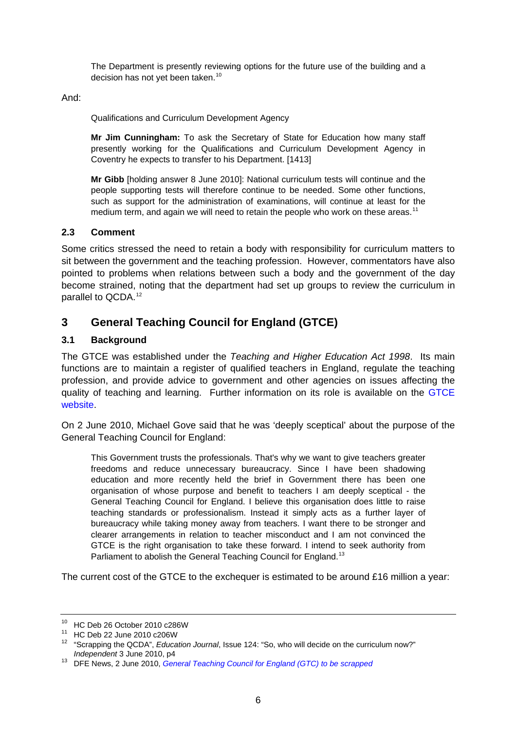> The Department is presently reviewing options for the future use of the building and a decision has not yet been taken.[10]

And:

> Qualifications and Curriculum Development Agency
>
> **Mr Jim Cunningham:** To ask the Secretary of State for Education how many staff presently working for the Qualifications and Curriculum Development Agency in Coventry he expects to transfer to his Department. [1413]
>
> **Mr Gibb** [holding answer 8 June 2010]: National curriculum tests will continue and the people supporting tests will therefore continue to be needed. Some other functions, such as support for the administration of examinations, will continue at least for the medium term, and again we will need to retain the people who work on these areas.[11]

### 2.3 Comment

Some critics stressed the need to retain a body with responsibility for curriculum matters to sit between the government and the teaching profession. However, commentators have also pointed to problems when relations between such a body and the government of the day become strained, noting that the department had set up groups to review the curriculum in parallel to QCDA.[12]

## 3 General Teaching Council for England (GTCE)

### 3.1 Background

The GTCE was established under the *Teaching and Higher Education Act 1998*. Its main functions are to maintain a register of qualified teachers in England, regulate the teaching profession, and provide advice to government and other agencies on issues affecting the quality of teaching and learning. Further information on its role is available on the GTCE website.

On 2 June 2010, Michael Gove said that he was 'deeply sceptical' about the purpose of the General Teaching Council for England:

> This Government trusts the professionals. That's why we want to give teachers greater freedoms and reduce unnecessary bureaucracy. Since I have been shadowing education and more recently held the brief in Government there has been one organisation of whose purpose and benefit to teachers I am deeply sceptical - the General Teaching Council for England. I believe this organisation does little to raise teaching standards or professionalism. Instead it simply acts as a further layer of bureaucracy while taking money away from teachers. I want there to be stronger and clearer arrangements in relation to teacher misconduct and I am not convinced the GTCE is the right organisation to take these forward. I intend to seek authority from Parliament to abolish the General Teaching Council for England.[13]

The current cost of the GTCE to the exchequer is estimated to be around £16 million a year:

---

[10] HC Deb 26 October 2010 c286W

[11] HC Deb 22 June 2010 c206W

[12] "Scrapping the QCDA", *Education Journal*, Issue 124: "So, who will decide on the curriculum now?" *Independent* 3 June 2010, p4

[13] DFE News, 2 June 2010, *General Teaching Council for England (GTC) to be scrapped*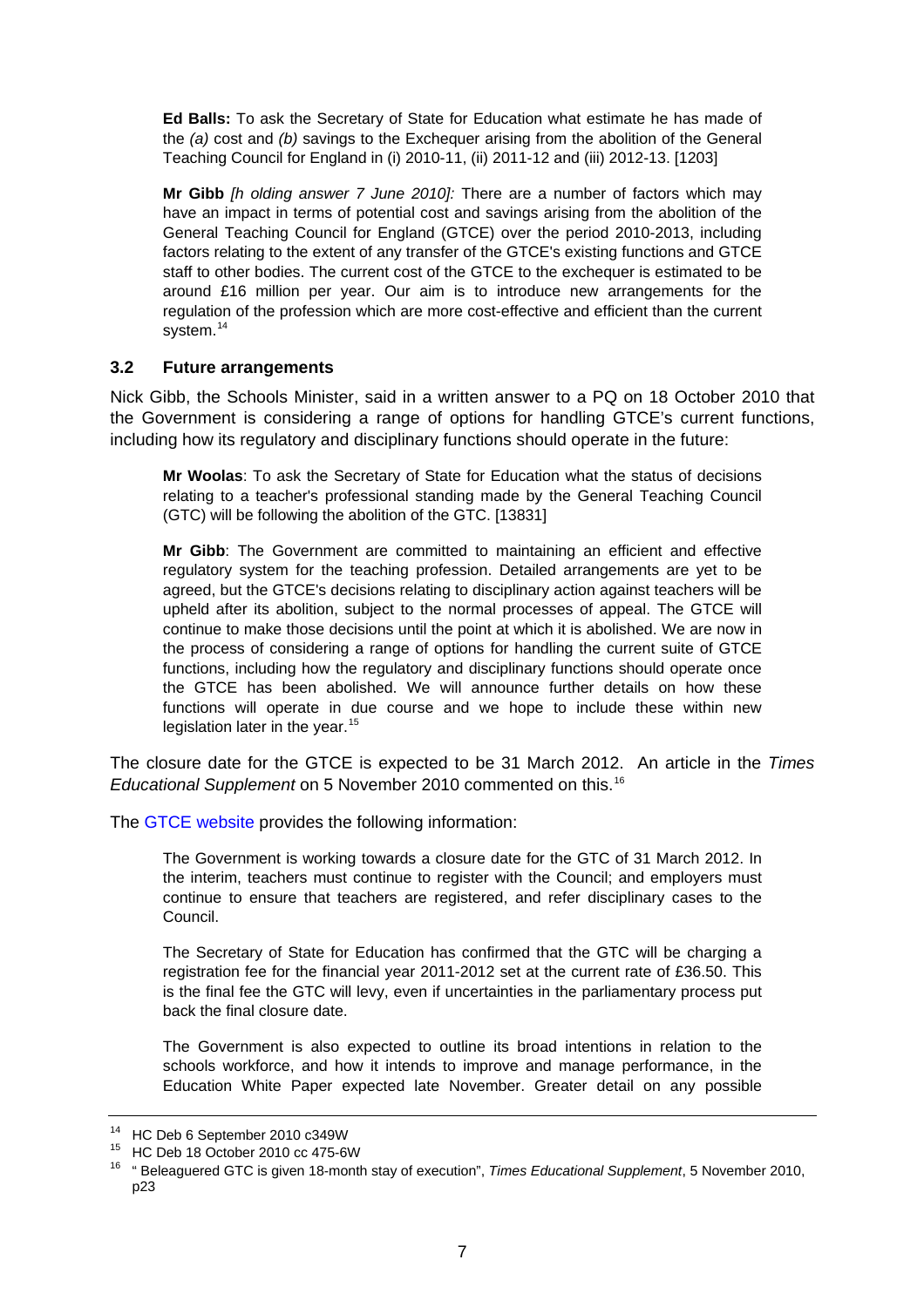**Ed Balls:** To ask the Secretary of State for Education what estimate he has made of the *(a)* cost and *(b)* savings to the Exchequer arising from the abolition of the General Teaching Council for England in (i) 2010-11, (ii) 2011-12 and (iii) 2012-13. [1203]

**Mr Gibb** *[h olding answer 7 June 2010]:* There are a number of factors which may have an impact in terms of potential cost and savings arising from the abolition of the General Teaching Council for England (GTCE) over the period 2010-2013, including factors relating to the extent of any transfer of the GTCE's existing functions and GTCE staff to other bodies. The current cost of the GTCE to the exchequer is estimated to be around £16 million per year. Our aim is to introduce new arrangements for the regulation of the profession which are more cost-effective and efficient than the current system.[14]

### 3.2 Future arrangements

Nick Gibb, the Schools Minister, said in a written answer to a PQ on 18 October 2010 that the Government is considering a range of options for handling GTCE's current functions, including how its regulatory and disciplinary functions should operate in the future:

**Mr Woolas**: To ask the Secretary of State for Education what the status of decisions relating to a teacher's professional standing made by the General Teaching Council (GTC) will be following the abolition of the GTC. [13831]

**Mr Gibb**: The Government are committed to maintaining an efficient and effective regulatory system for the teaching profession. Detailed arrangements are yet to be agreed, but the GTCE's decisions relating to disciplinary action against teachers will be upheld after its abolition, subject to the normal processes of appeal. The GTCE will continue to make those decisions until the point at which it is abolished. We are now in the process of considering a range of options for handling the current suite of GTCE functions, including how the regulatory and disciplinary functions should operate once the GTCE has been abolished. We will announce further details on how these functions will operate in due course and we hope to include these within new legislation later in the year.[15]

The closure date for the GTCE is expected to be 31 March 2012. An article in the *Times Educational Supplement* on 5 November 2010 commented on this.[16]

The GTCE website provides the following information:

The Government is working towards a closure date for the GTC of 31 March 2012. In the interim, teachers must continue to register with the Council; and employers must continue to ensure that teachers are registered, and refer disciplinary cases to the Council.

The Secretary of State for Education has confirmed that the GTC will be charging a registration fee for the financial year 2011-2012 set at the current rate of £36.50. This is the final fee the GTC will levy, even if uncertainties in the parliamentary process put back the final closure date.

The Government is also expected to outline its broad intentions in relation to the schools workforce, and how it intends to improve and manage performance, in the Education White Paper expected late November. Greater detail on any possible

---

[14] HC Deb 6 September 2010 c349W

[15] HC Deb 18 October 2010 cc 475-6W

[16] " Beleaguered GTC is given 18-month stay of execution", *Times Educational Supplement*, 5 November 2010, p23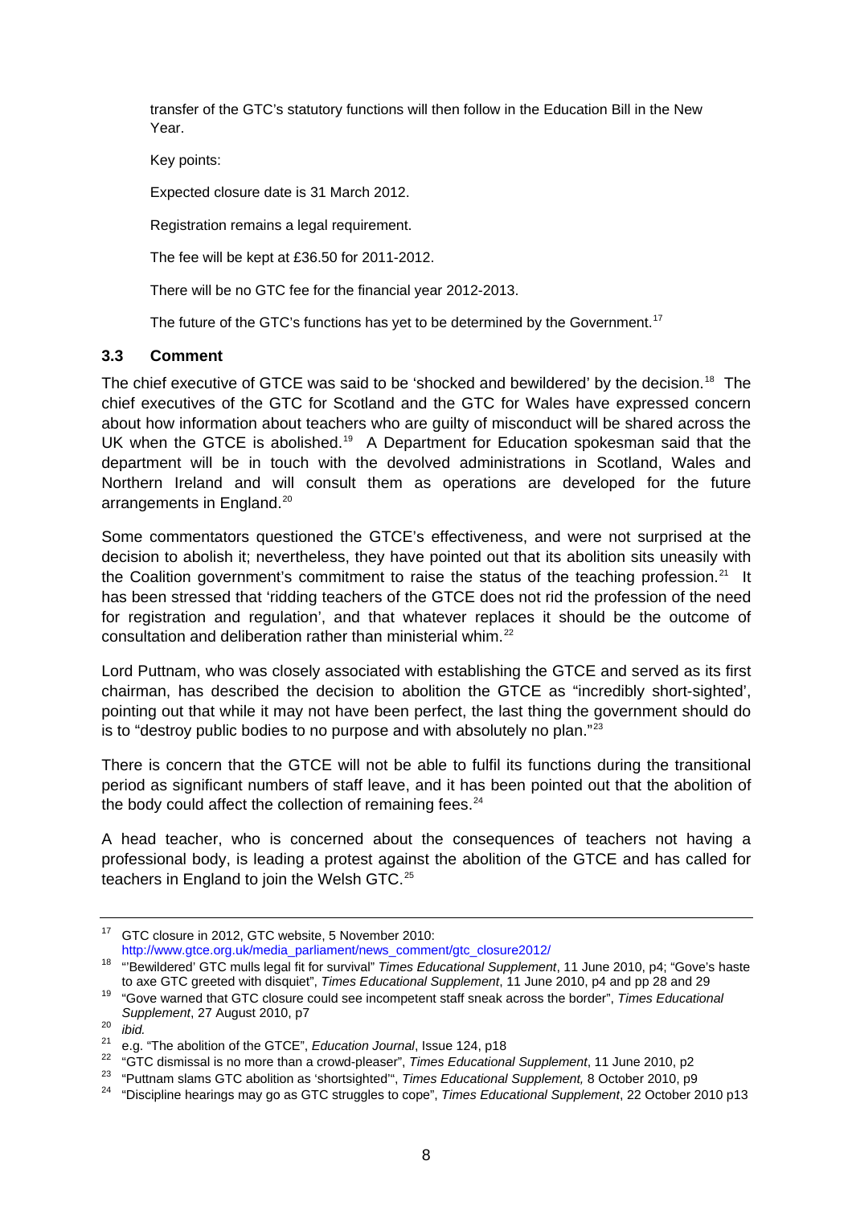transfer of the GTC's statutory functions will then follow in the Education Bill in the New Year.

Key points:

Expected closure date is 31 March 2012.

Registration remains a legal requirement.

The fee will be kept at £36.50 for 2011-2012.

There will be no GTC fee for the financial year 2012-2013.

The future of the GTC's functions has yet to be determined by the Government.[17]

### 3.3 Comment

The chief executive of GTCE was said to be 'shocked and bewildered' by the decision.[18] The chief executives of the GTC for Scotland and the GTC for Wales have expressed concern about how information about teachers who are guilty of misconduct will be shared across the UK when the GTCE is abolished.[19] A Department for Education spokesman said that the department will be in touch with the devolved administrations in Scotland, Wales and Northern Ireland and will consult them as operations are developed for the future arrangements in England.[20]

Some commentators questioned the GTCE's effectiveness, and were not surprised at the decision to abolish it; nevertheless, they have pointed out that its abolition sits uneasily with the Coalition government's commitment to raise the status of the teaching profession.[21] It has been stressed that 'ridding teachers of the GTCE does not rid the profession of the need for registration and regulation', and that whatever replaces it should be the outcome of consultation and deliberation rather than ministerial whim.[22]

Lord Puttnam, who was closely associated with establishing the GTCE and served as its first chairman, has described the decision to abolition the GTCE as "incredibly short-sighted', pointing out that while it may not have been perfect, the last thing the government should do is to "destroy public bodies to no purpose and with absolutely no plan."[23]

There is concern that the GTCE will not be able to fulfil its functions during the transitional period as significant numbers of staff leave, and it has been pointed out that the abolition of the body could affect the collection of remaining fees.[24]

A head teacher, who is concerned about the consequences of teachers not having a professional body, is leading a protest against the abolition of the GTCE and has called for teachers in England to join the Welsh GTC.[25]

---

[17] GTC closure in 2012, GTC website, 5 November 2010: http://www.gtce.org.uk/media_parliament/news_comment/gtc_closure2012/

[18] "'Bewildered' GTC mulls legal fit for survival" *Times Educational Supplement*, 11 June 2010, p4; "Gove's haste to axe GTC greeted with disquiet", *Times Educational Supplement*, 11 June 2010, p4 and pp 28 and 29

[19] "Gove warned that GTC closure could see incompetent staff sneak across the border", *Times Educational Supplement*, 27 August 2010, p7

[20] *ibid.*

[21] e.g. "The abolition of the GTCE", *Education Journal*, Issue 124, p18

[22] "GTC dismissal is no more than a crowd-pleaser", *Times Educational Supplement*, 11 June 2010, p2

[23] "Puttnam slams GTC abolition as 'shortsighted'", *Times Educational Supplement,* 8 October 2010, p9

[24] "Discipline hearings may go as GTC struggles to cope", *Times Educational Supplement*, 22 October 2010 p13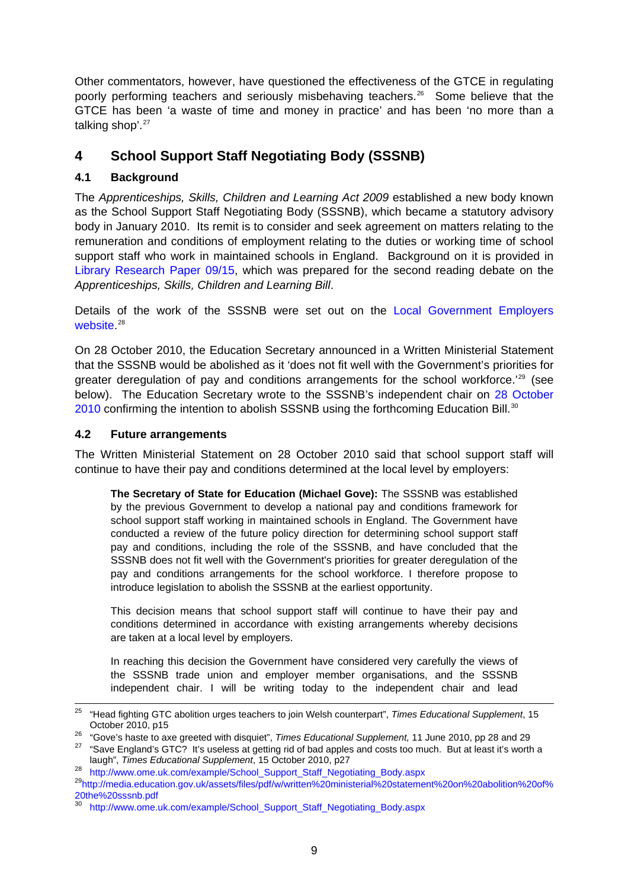Other commentators, however, have questioned the effectiveness of the GTCE in regulating poorly performing teachers and seriously misbehaving teachers.[26] Some believe that the GTCE has been 'a waste of time and money in practice' and has been 'no more than a talking shop'.[27]

## 4 School Support Staff Negotiating Body (SSSNB)

### 4.1 Background

The *Apprenticeships, Skills, Children and Learning Act 2009* established a new body known as the School Support Staff Negotiating Body (SSSNB), which became a statutory advisory body in January 2010. Its remit is to consider and seek agreement on matters relating to the remuneration and conditions of employment relating to the duties or working time of school support staff who work in maintained schools in England. Background on it is provided in Library Research Paper 09/15, which was prepared for the second reading debate on the *Apprenticeships, Skills, Children and Learning Bill*.

Details of the work of the SSSNB were set out on the Local Government Employers website.[28]

On 28 October 2010, the Education Secretary announced in a Written Ministerial Statement that the SSSNB would be abolished as it 'does not fit well with the Government's priorities for greater deregulation of pay and conditions arrangements for the school workforce.'[29] (see below). The Education Secretary wrote to the SSSNB's independent chair on 28 October 2010 confirming the intention to abolish SSSNB using the forthcoming Education Bill.[30]

### 4.2 Future arrangements

The Written Ministerial Statement on 28 October 2010 said that school support staff will continue to have their pay and conditions determined at the local level by employers:

> **The Secretary of State for Education (Michael Gove):** The SSSNB was established by the previous Government to develop a national pay and conditions framework for school support staff working in maintained schools in England. The Government have conducted a review of the future policy direction for determining school support staff pay and conditions, including the role of the SSSNB, and have concluded that the SSSNB does not fit well with the Government's priorities for greater deregulation of the pay and conditions arrangements for the school workforce. I therefore propose to introduce legislation to abolish the SSSNB at the earliest opportunity.
>
> This decision means that school support staff will continue to have their pay and conditions determined in accordance with existing arrangements whereby decisions are taken at a local level by employers.
>
> In reaching this decision the Government have considered very carefully the views of the SSSNB trade union and employer member organisations, and the SSSNB independent chair. I will be writing today to the independent chair and lead

---

[25] "Head fighting GTC abolition urges teachers to join Welsh counterpart", *Times Educational Supplement*, 15 October 2010, p15

[26] "Gove's haste to axe greeted with disquiet", *Times Educational Supplement,* 11 June 2010, pp 28 and 29

[27] "Save England's GTC? It's useless at getting rid of bad apples and costs too much. But at least it's worth a laugh", *Times Educational Supplement*, 15 October 2010, p27

[28] http://www.ome.uk.com/example/School_Support_Staff_Negotiating_Body.aspx

[29] http://media.education.gov.uk/assets/files/pdf/w/written%20ministerial%20statement%20on%20abolition%20of%20the%20sssnb.pdf

[30] http://www.ome.uk.com/example/School_Support_Staff_Negotiating_Body.aspx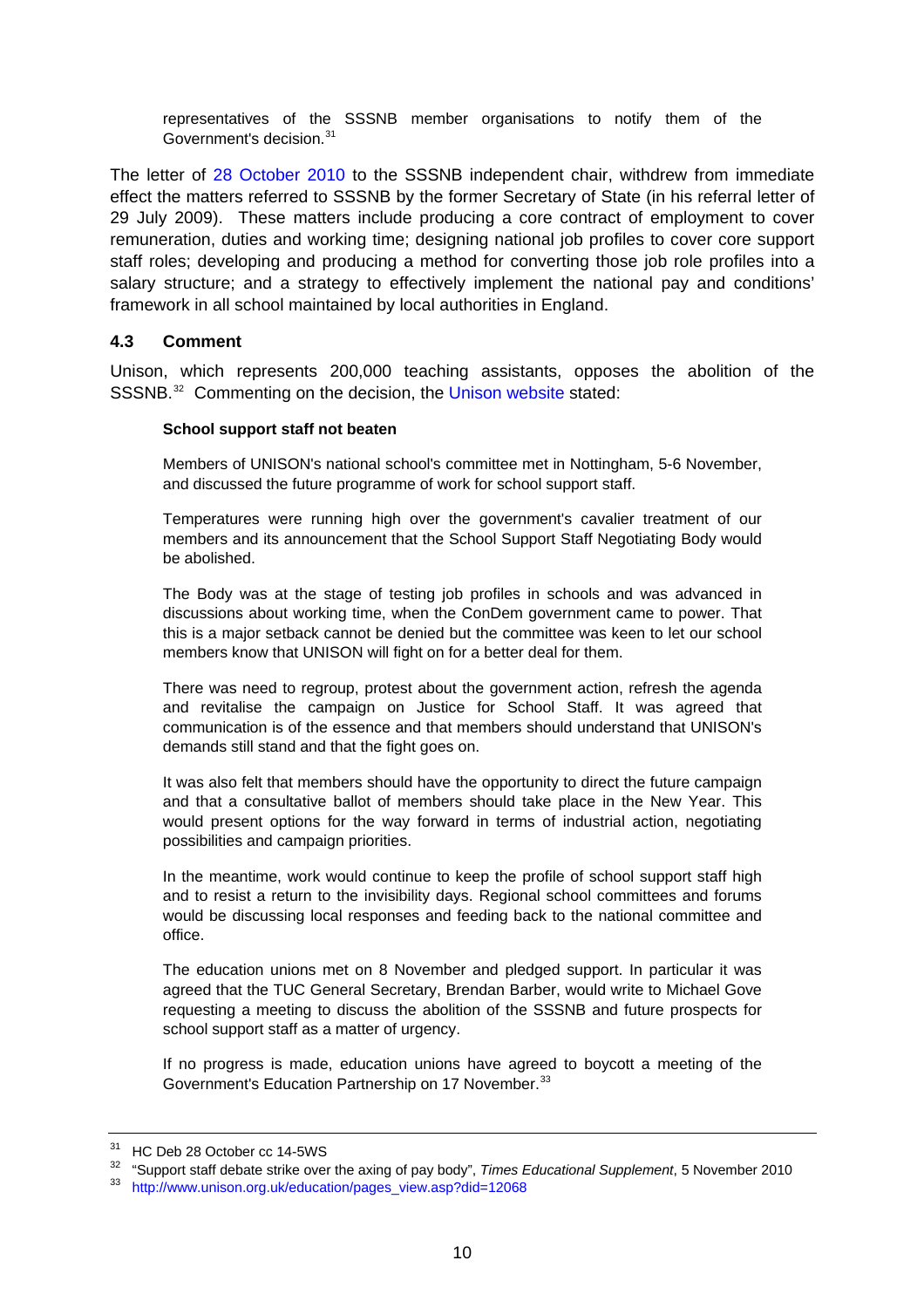> representatives of the SSSNB member organisations to notify them of the Government's decision.[31]

The letter of 28 October 2010 to the SSSNB independent chair, withdrew from immediate effect the matters referred to SSSNB by the former Secretary of State (in his referral letter of 29 July 2009). These matters include producing a core contract of employment to cover remuneration, duties and working time; designing national job profiles to cover core support staff roles; developing and producing a method for converting those job role profiles into a salary structure; and a strategy to effectively implement the national pay and conditions' framework in all school maintained by local authorities in England.

### 4.3 Comment

Unison, which represents 200,000 teaching assistants, opposes the abolition of the SSSNB.[32] Commenting on the decision, the Unison website stated:

> **School support staff not beaten**
>
> Members of UNISON's national school's committee met in Nottingham, 5-6 November, and discussed the future programme of work for school support staff.
>
> Temperatures were running high over the government's cavalier treatment of our members and its announcement that the School Support Staff Negotiating Body would be abolished.
>
> The Body was at the stage of testing job profiles in schools and was advanced in discussions about working time, when the ConDem government came to power. That this is a major setback cannot be denied but the committee was keen to let our school members know that UNISON will fight on for a better deal for them.
>
> There was need to regroup, protest about the government action, refresh the agenda and revitalise the campaign on Justice for School Staff. It was agreed that communication is of the essence and that members should understand that UNISON's demands still stand and that the fight goes on.
>
> It was also felt that members should have the opportunity to direct the future campaign and that a consultative ballot of members should take place in the New Year. This would present options for the way forward in terms of industrial action, negotiating possibilities and campaign priorities.
>
> In the meantime, work would continue to keep the profile of school support staff high and to resist a return to the invisibility days. Regional school committees and forums would be discussing local responses and feeding back to the national committee and office.
>
> The education unions met on 8 November and pledged support. In particular it was agreed that the TUC General Secretary, Brendan Barber, would write to Michael Gove requesting a meeting to discuss the abolition of the SSSNB and future prospects for school support staff as a matter of urgency.
>
> If no progress is made, education unions have agreed to boycott a meeting of the Government's Education Partnership on 17 November.[33]

---

[31] HC Deb 28 October cc 14-5WS

[32] "Support staff debate strike over the axing of pay body", *Times Educational Supplement*, 5 November 2010

[33] http://www.unison.org.uk/education/pages_view.asp?did=12068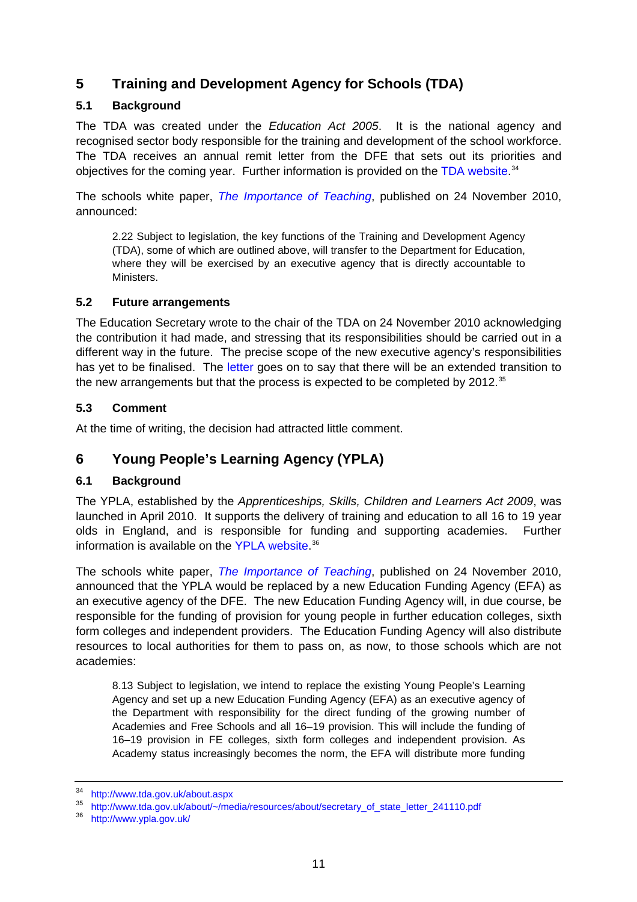## 5 Training and Development Agency for Schools (TDA)

### 5.1 Background

The TDA was created under the *Education Act 2005*. It is the national agency and recognised sector body responsible for the training and development of the school workforce. The TDA receives an annual remit letter from the DFE that sets out its priorities and objectives for the coming year. Further information is provided on the TDA website.[34]

The schools white paper, *The Importance of Teaching*, published on 24 November 2010, announced:

> 2.22 Subject to legislation, the key functions of the Training and Development Agency (TDA), some of which are outlined above, will transfer to the Department for Education, where they will be exercised by an executive agency that is directly accountable to Ministers.

### 5.2 Future arrangements

The Education Secretary wrote to the chair of the TDA on 24 November 2010 acknowledging the contribution it had made, and stressing that its responsibilities should be carried out in a different way in the future. The precise scope of the new executive agency's responsibilities has yet to be finalised. The letter goes on to say that there will be an extended transition to the new arrangements but that the process is expected to be completed by 2012.[35]

### 5.3 Comment

At the time of writing, the decision had attracted little comment.

## 6 Young People's Learning Agency (YPLA)

### 6.1 Background

The YPLA, established by the *Apprenticeships, Skills, Children and Learners Act 2009*, was launched in April 2010. It supports the delivery of training and education to all 16 to 19 year olds in England, and is responsible for funding and supporting academies. Further information is available on the YPLA website.[36]

The schools white paper, *The Importance of Teaching*, published on 24 November 2010, announced that the YPLA would be replaced by a new Education Funding Agency (EFA) as an executive agency of the DFE. The new Education Funding Agency will, in due course, be responsible for the funding of provision for young people in further education colleges, sixth form colleges and independent providers. The Education Funding Agency will also distribute resources to local authorities for them to pass on, as now, to those schools which are not academies:

> 8.13 Subject to legislation, we intend to replace the existing Young People's Learning Agency and set up a new Education Funding Agency (EFA) as an executive agency of the Department with responsibility for the direct funding of the growing number of Academies and Free Schools and all 16–19 provision. This will include the funding of 16–19 provision in FE colleges, sixth form colleges and independent provision. As Academy status increasingly becomes the norm, the EFA will distribute more funding

---

[34] http://www.tda.gov.uk/about.aspx

[35] http://www.tda.gov.uk/about/~/media/resources/about/secretary_of_state_letter_241110.pdf

[36] http://www.ypla.gov.uk/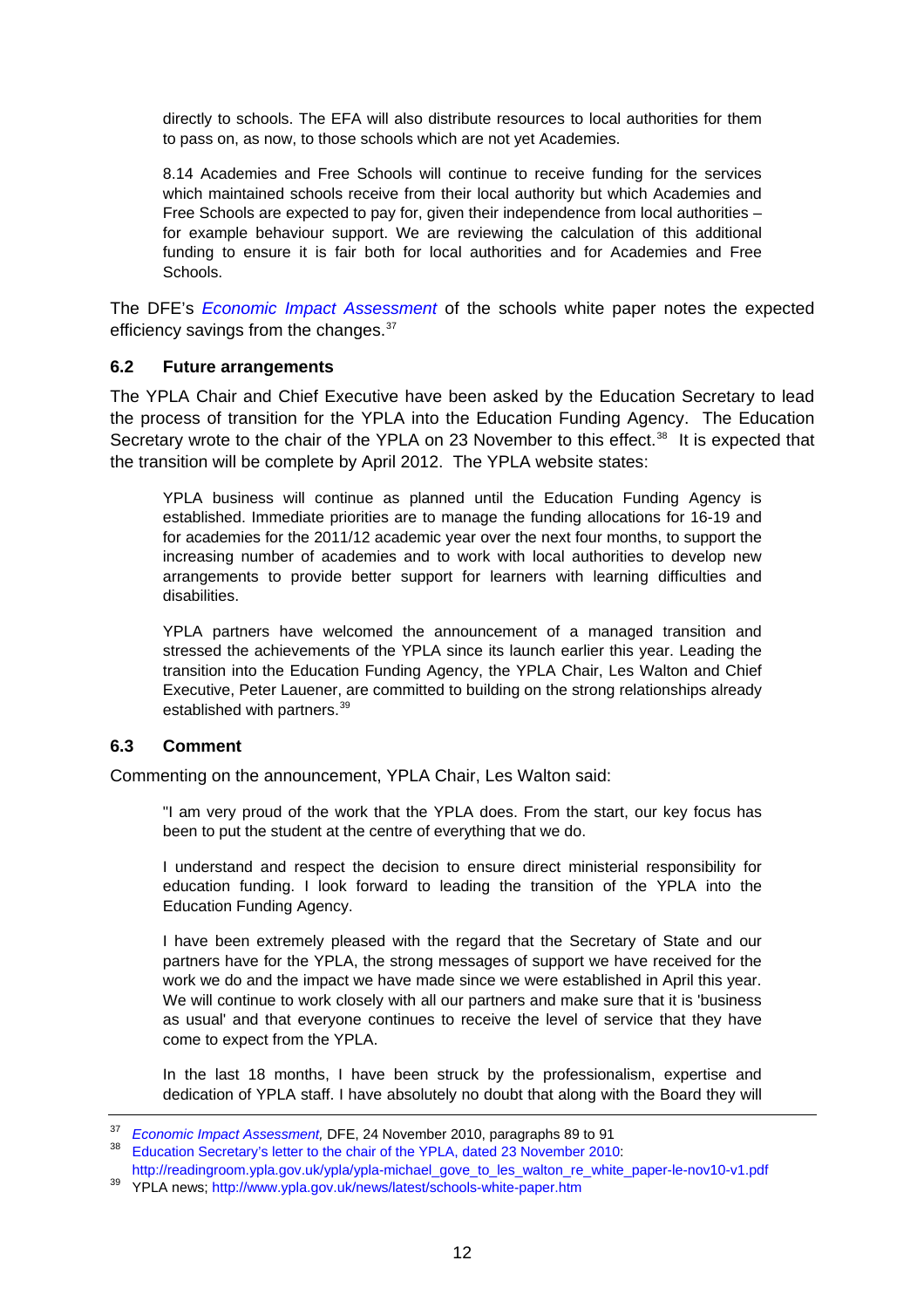> directly to schools. The EFA will also distribute resources to local authorities for them to pass on, as now, to those schools which are not yet Academies.
>
> 8.14 Academies and Free Schools will continue to receive funding for the services which maintained schools receive from their local authority but which Academies and Free Schools are expected to pay for, given their independence from local authorities – for example behaviour support. We are reviewing the calculation of this additional funding to ensure it is fair both for local authorities and for Academies and Free Schools.

The DFE's *Economic Impact Assessment* of the schools white paper notes the expected efficiency savings from the changes.[37]

### 6.2 Future arrangements

The YPLA Chair and Chief Executive have been asked by the Education Secretary to lead the process of transition for the YPLA into the Education Funding Agency. The Education Secretary wrote to the chair of the YPLA on 23 November to this effect.[38] It is expected that the transition will be complete by April 2012. The YPLA website states:

> YPLA business will continue as planned until the Education Funding Agency is established. Immediate priorities are to manage the funding allocations for 16-19 and for academies for the 2011/12 academic year over the next four months, to support the increasing number of academies and to work with local authorities to develop new arrangements to provide better support for learners with learning difficulties and disabilities.
>
> YPLA partners have welcomed the announcement of a managed transition and stressed the achievements of the YPLA since its launch earlier this year. Leading the transition into the Education Funding Agency, the YPLA Chair, Les Walton and Chief Executive, Peter Lauener, are committed to building on the strong relationships already established with partners.[39]

### 6.3 Comment

Commenting on the announcement, YPLA Chair, Les Walton said:

> "I am very proud of the work that the YPLA does. From the start, our key focus has been to put the student at the centre of everything that we do.
>
> I understand and respect the decision to ensure direct ministerial responsibility for education funding. I look forward to leading the transition of the YPLA into the Education Funding Agency.
>
> I have been extremely pleased with the regard that the Secretary of State and our partners have for the YPLA, the strong messages of support we have received for the work we do and the impact we have made since we were established in April this year. We will continue to work closely with all our partners and make sure that it is 'business as usual' and that everyone continues to receive the level of service that they have come to expect from the YPLA.
>
> In the last 18 months, I have been struck by the professionalism, expertise and dedication of YPLA staff. I have absolutely no doubt that along with the Board they will

---

[37] *Economic Impact Assessment,* DFE, 24 November 2010, paragraphs 89 to 91

[38] Education Secretary's letter to the chair of the YPLA, dated 23 November 2010: http://readingroom.ypla.gov.uk/ypla/ypla-michael_gove_to_les_walton_re_white_paper-le-nov10-v1.pdf

[39] YPLA news; http://www.ypla.gov.uk/news/latest/schools-white-paper.htm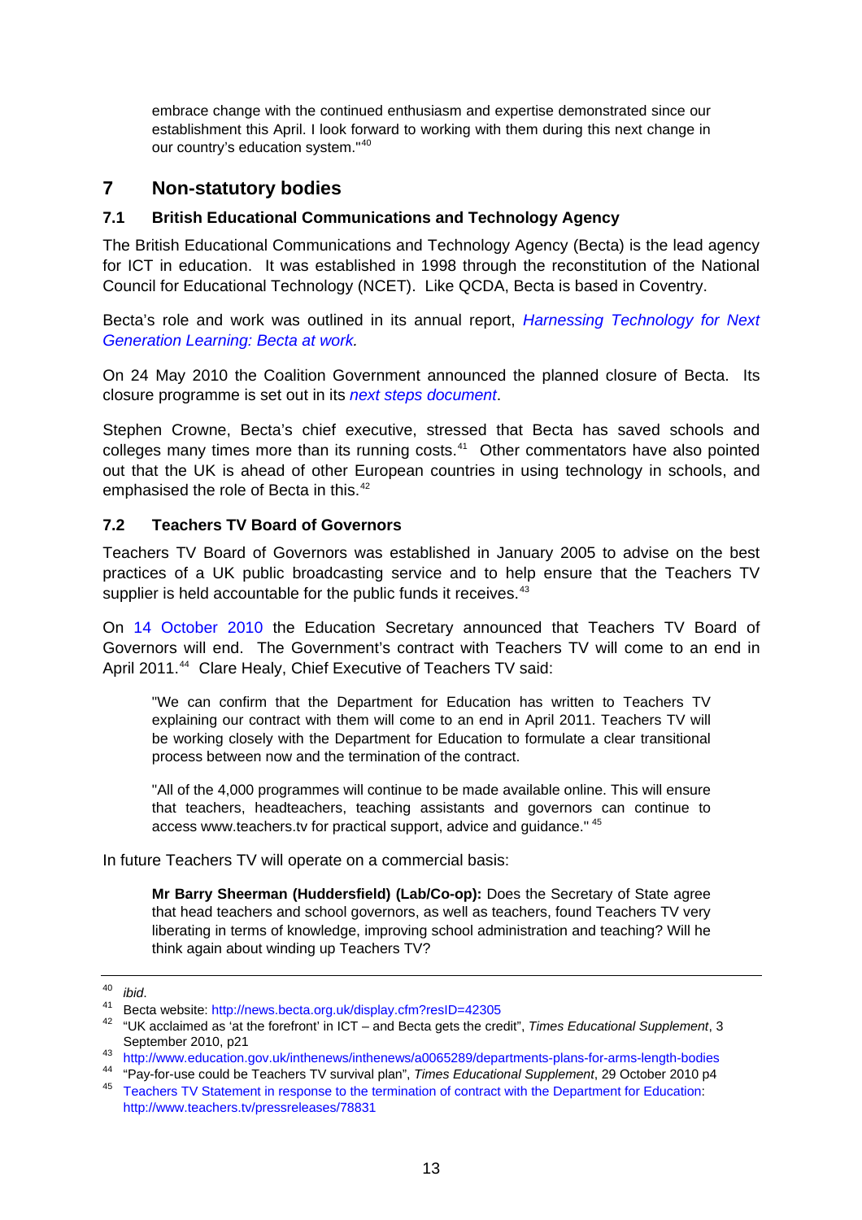> embrace change with the continued enthusiasm and expertise demonstrated since our establishment this April. I look forward to working with them during this next change in our country's education system."[40]

## 7 Non-statutory bodies

### 7.1 British Educational Communications and Technology Agency

The British Educational Communications and Technology Agency (Becta) is the lead agency for ICT in education. It was established in 1998 through the reconstitution of the National Council for Educational Technology (NCET). Like QCDA, Becta is based in Coventry.

Becta's role and work was outlined in its annual report, *Harnessing Technology for Next Generation Learning: Becta at work.*

On 24 May 2010 the Coalition Government announced the planned closure of Becta. Its closure programme is set out in its *next steps document*.

Stephen Crowne, Becta's chief executive, stressed that Becta has saved schools and colleges many times more than its running costs.[41] Other commentators have also pointed out that the UK is ahead of other European countries in using technology in schools, and emphasised the role of Becta in this.[42]

### 7.2 Teachers TV Board of Governors

Teachers TV Board of Governors was established in January 2005 to advise on the best practices of a UK public broadcasting service and to help ensure that the Teachers TV supplier is held accountable for the public funds it receives.[43]

On 14 October 2010 the Education Secretary announced that Teachers TV Board of Governors will end. The Government's contract with Teachers TV will come to an end in April 2011.[44] Clare Healy, Chief Executive of Teachers TV said:

> "We can confirm that the Department for Education has written to Teachers TV explaining our contract with them will come to an end in April 2011. Teachers TV will be working closely with the Department for Education to formulate a clear transitional process between now and the termination of the contract.
>
> "All of the 4,000 programmes will continue to be made available online. This will ensure that teachers, headteachers, teaching assistants and governors can continue to access www.teachers.tv for practical support, advice and guidance." [45]

In future Teachers TV will operate on a commercial basis:

> **Mr Barry Sheerman (Huddersfield) (Lab/Co-op):** Does the Secretary of State agree that head teachers and school governors, as well as teachers, found Teachers TV very liberating in terms of knowledge, improving school administration and teaching? Will he think again about winding up Teachers TV?

---

[40] *ibid*.

[41] Becta website: http://news.becta.org.uk/display.cfm?resID=42305

[42] "UK acclaimed as 'at the forefront' in ICT – and Becta gets the credit", *Times Educational Supplement*, 3 September 2010, p21

[43] http://www.education.gov.uk/inthenews/inthenews/a0065289/departments-plans-for-arms-length-bodies

[44] "Pay-for-use could be Teachers TV survival plan", *Times Educational Supplement*, 29 October 2010 p4

[45] Teachers TV Statement in response to the termination of contract with the Department for Education: http://www.teachers.tv/pressreleases/78831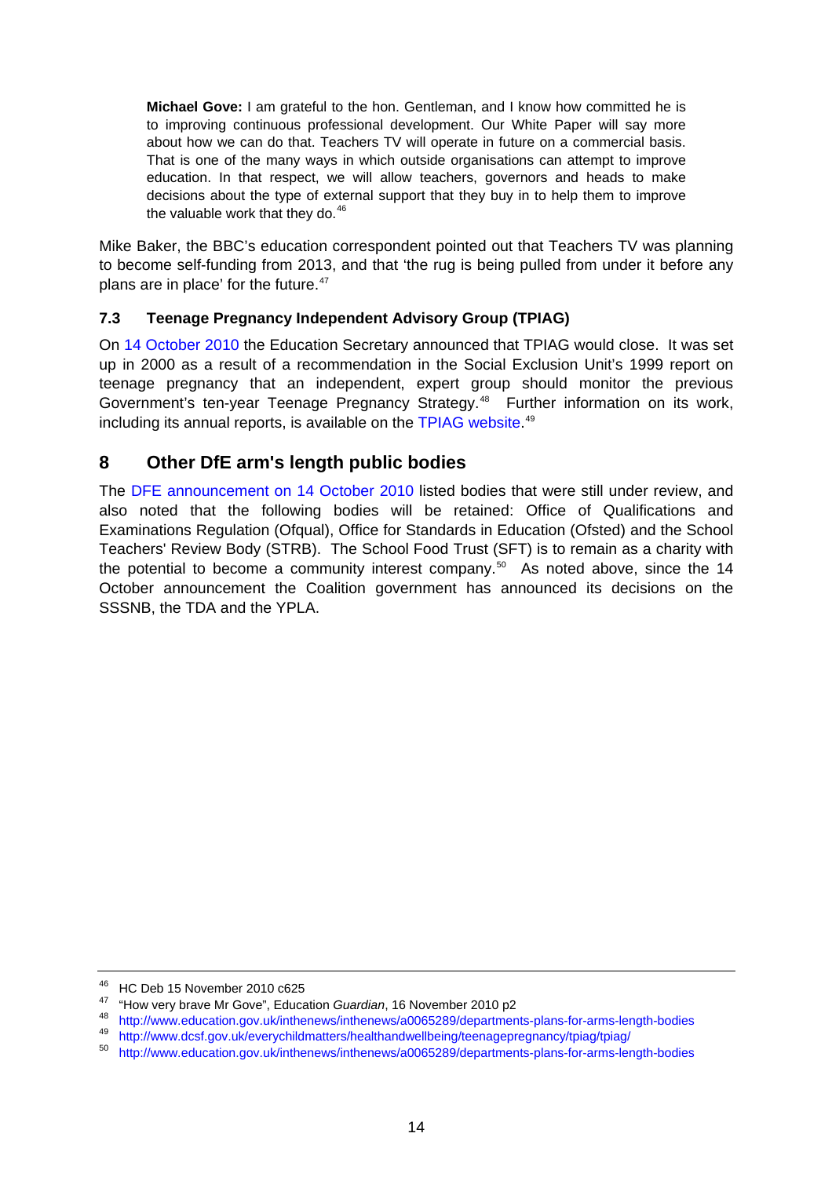**Michael Gove:** I am grateful to the hon. Gentleman, and I know how committed he is to improving continuous professional development. Our White Paper will say more about how we can do that. Teachers TV will operate in future on a commercial basis. That is one of the many ways in which outside organisations can attempt to improve education. In that respect, we will allow teachers, governors and heads to make decisions about the type of external support that they buy in to help them to improve the valuable work that they do.[46]

Mike Baker, the BBC's education correspondent pointed out that Teachers TV was planning to become self-funding from 2013, and that 'the rug is being pulled from under it before any plans are in place' for the future.[47]

### 7.3 Teenage Pregnancy Independent Advisory Group (TPIAG)

On 14 October 2010 the Education Secretary announced that TPIAG would close. It was set up in 2000 as a result of a recommendation in the Social Exclusion Unit's 1999 report on teenage pregnancy that an independent, expert group should monitor the previous Government's ten-year Teenage Pregnancy Strategy.[48] Further information on its work, including its annual reports, is available on the TPIAG website.[49]

## 8 Other DfE arm's length public bodies

The DFE announcement on 14 October 2010 listed bodies that were still under review, and also noted that the following bodies will be retained: Office of Qualifications and Examinations Regulation (Ofqual), Office for Standards in Education (Ofsted) and the School Teachers' Review Body (STRB). The School Food Trust (SFT) is to remain as a charity with the potential to become a community interest company.[50] As noted above, since the 14 October announcement the Coalition government has announced its decisions on the SSSNB, the TDA and the YPLA.

---

[46] HC Deb 15 November 2010 c625

[47] "How very brave Mr Gove", Education *Guardian*, 16 November 2010 p2

[48] http://www.education.gov.uk/inthenews/inthenews/a0065289/departments-plans-for-arms-length-bodies

[49] http://www.dcsf.gov.uk/everychildmatters/healthandwellbeing/teenagepregnancy/tpiag/tpiag/

[50] http://www.education.gov.uk/inthenews/inthenews/a0065289/departments-plans-for-arms-length-bodies